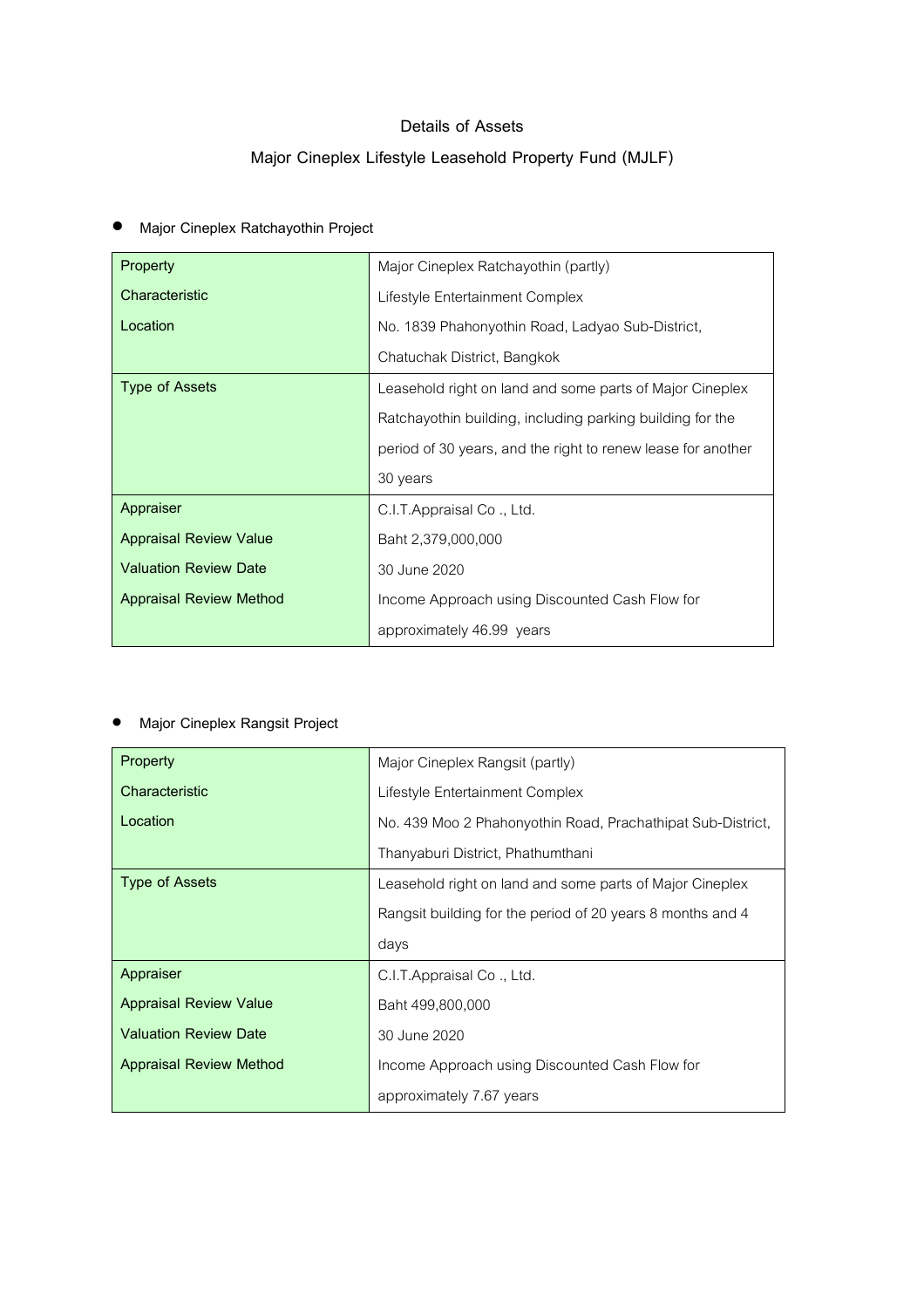# Details of Assets

## Major Cineplex Lifestyle Leasehold Property Fund (MJLF)

- Major Cineplex Ratchayothin Project

| | |
|---|---|
| Property | Major Cineplex Ratchayothin (partly) |
| Characteristic | Lifestyle Entertainment Complex |
| Location | No. 1839 Phahonyothin Road, Ladyao Sub-District, Chatuchak District, Bangkok |
| Type of Assets | Leasehold right on land and some parts of Major Cineplex Ratchayothin building, including parking building for the period of 30 years, and the right to renew lease for another 30 years |
| Appraiser | C.I.T.Appraisal Co ., Ltd. |
| Appraisal Review Value | Baht 2,379,000,000 |
| Valuation Review Date | 30 June 2020 |
| Appraisal Review Method | Income Approach using Discounted Cash Flow for approximately 46.99 years |

- Major Cineplex Rangsit Project

| | |
|---|---|
| Property | Major Cineplex Rangsit (partly) |
| Characteristic | Lifestyle Entertainment Complex |
| Location | No. 439 Moo 2 Phahonyothin Road, Prachathipat Sub-District, Thanyaburi District, Phathumthani |
| Type of Assets | Leasehold right on land and some parts of Major Cineplex Rangsit building for the period of 20 years 8 months and 4 days |
| Appraiser | C.I.T.Appraisal Co ., Ltd. |
| Appraisal Review Value | Baht 499,800,000 |
| Valuation Review Date | 30 June 2020 |
| Appraisal Review Method | Income Approach using Discounted Cash Flow for approximately 7.67 years |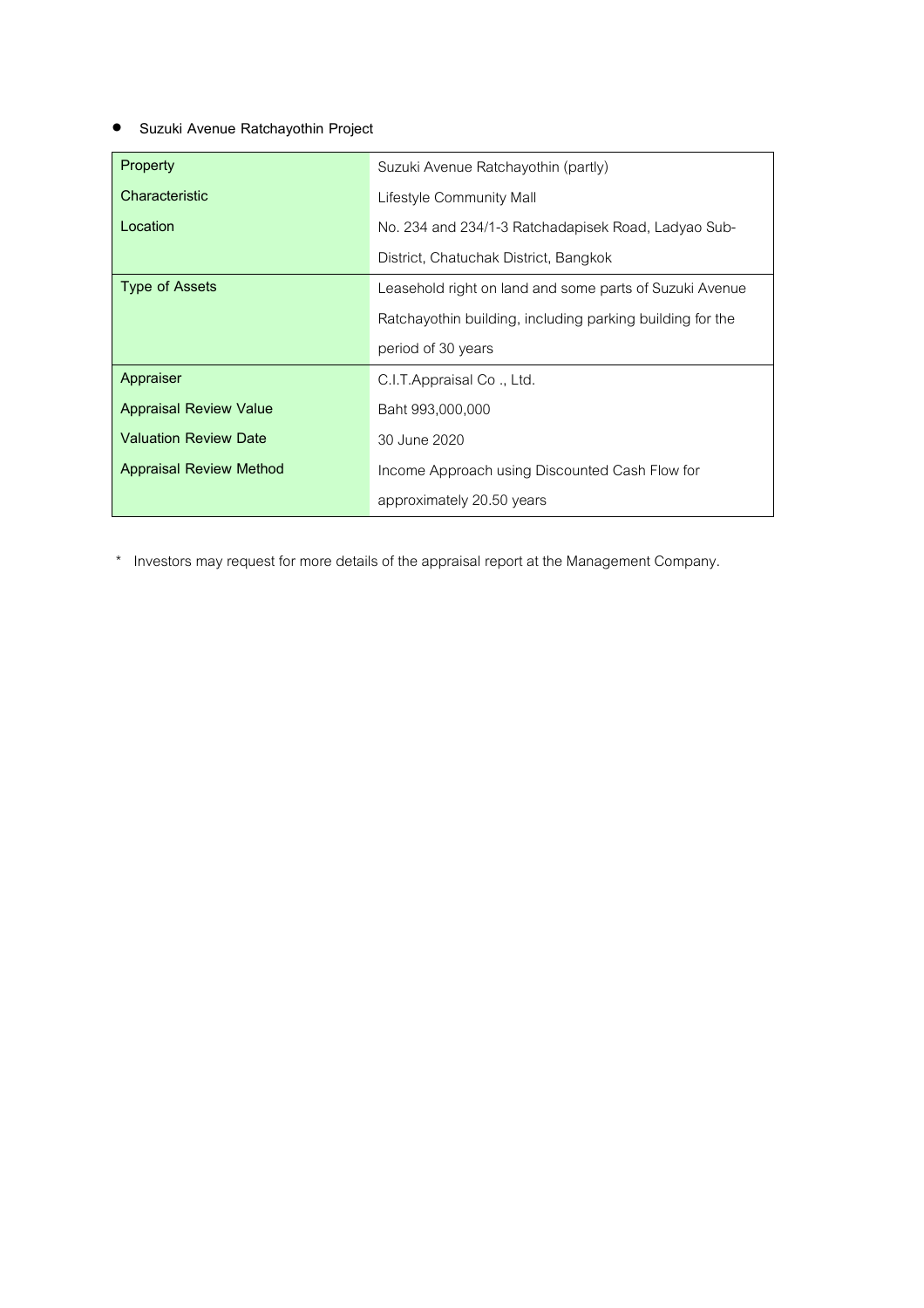- **Suzuki Avenue Ratchayothin Project**

| | |
|---|---|
| Property | Suzuki Avenue Ratchayothin (partly) |
| Characteristic | Lifestyle Community Mall |
| Location | No. 234 and 234/1-3 Ratchadapisek Road, Ladyao Sub-District, Chatuchak District, Bangkok |
| Type of Assets | Leasehold right on land and some parts of Suzuki Avenue Ratchayothin building, including parking building for the period of 30 years |
| Appraiser | C.I.T.Appraisal Co ., Ltd. |
| Appraisal Review Value | Baht 993,000,000 |
| Valuation Review Date | 30 June 2020 |
| Appraisal Review Method | Income Approach using Discounted Cash Flow for approximately 20.50 years |

\* Investors may request for more details of the appraisal report at the Management Company.